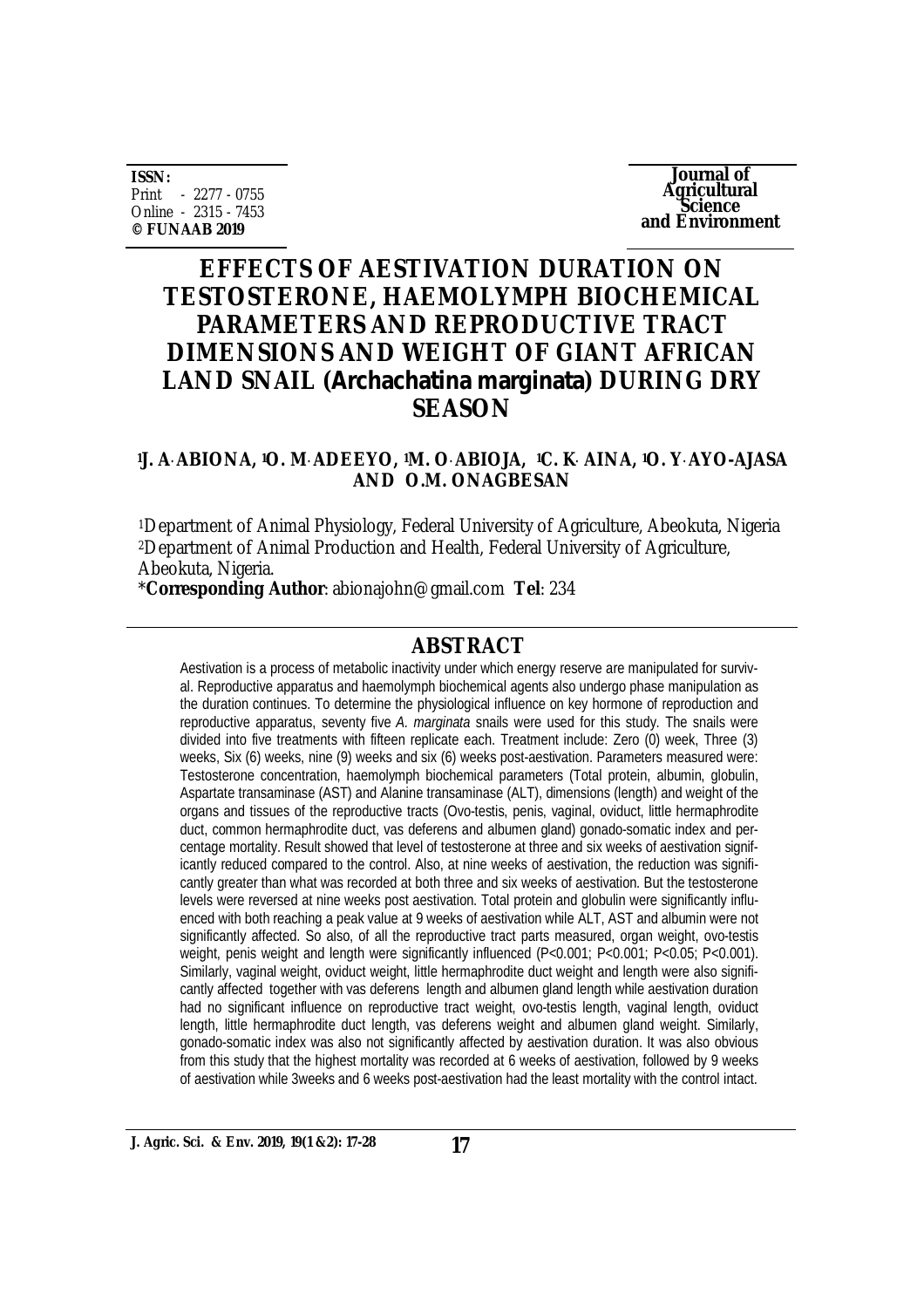ISSN:
Print - 2277 - 0755
Online - 2315 - 7453
© FUNAAB 2019

Journal of Agricultural Science and Environment

# EFFECTS OF AESTIVATION DURATION ON TESTOSTERONE, HAEMOLYMPH BIOCHEMICAL PARAMETERS AND REPRODUCTIVE TRACT DIMENSIONS AND WEIGHT OF GIANT AFRICAN LAND SNAIL (*Archachatina marginata*) DURING DRY SEASON

**[1]J. A. ABIONA, [1]O. M. ADEEYO, [1]M. O. ABIOJA, [1]C. K. AINA, [1]O. Y. AYO-AJASA AND O.M. ONAGBESAN**

[1]Department of Animal Physiology, Federal University of Agriculture, Abeokuta, Nigeria
[2]Department of Animal Production and Health, Federal University of Agriculture, Abeokuta, Nigeria.
***Corresponding Author**: abionajohn@gmail.com **Tel**: 234

## ABSTRACT

Aestivation is a process of metabolic inactivity under which energy reserve are manipulated for survival. Reproductive apparatus and haemolymph biochemical agents also undergo phase manipulation as the duration continues. To determine the physiological influence on key hormone of reproduction and reproductive apparatus, seventy five *A. marginata* snails were used for this study. The snails were divided into five treatments with fifteen replicate each. Treatment include: Zero (0) week, Three (3) weeks, Six (6) weeks, nine (9) weeks and six (6) weeks post-aestivation. Parameters measured were: Testosterone concentration, haemolymph biochemical parameters (Total protein, albumin, globulin, Aspartate transaminase (AST) and Alanine transaminase (ALT), dimensions (length) and weight of the organs and tissues of the reproductive tracts (Ovo-testis, penis, vaginal, oviduct, little hermaphrodite duct, common hermaphrodite duct, vas deferens and albumen gland) gonado-somatic index and percentage mortality. Result showed that level of testosterone at three and six weeks of aestivation significantly reduced compared to the control. Also, at nine weeks of aestivation, the reduction was significantly greater than what was recorded at both three and six weeks of aestivation. But the testosterone levels were reversed at nine weeks post aestivation. Total protein and globulin were significantly influenced with both reaching a peak value at 9 weeks of aestivation while ALT, AST and albumin were not significantly affected. So also, of all the reproductive tract parts measured, organ weight, ovo-testis weight, penis weight and length were significantly influenced ($P<0.001$; $P<0.001$; $P<0.05$; $P<0.001$). Similarly, vaginal weight, oviduct weight, little hermaphrodite duct weight and length were also significantly affected together with vas deferens length and albumen gland length while aestivation duration had no significant influence on reproductive tract weight, ovo-testis length, vaginal length, oviduct length, little hermaphrodite duct length, vas deferens weight and albumen gland weight. Similarly, gonado-somatic index was also not significantly affected by aestivation duration. It was also obvious from this study that the highest mortality was recorded at 6 weeks of aestivation, followed by 9 weeks of aestivation while 3weeks and 6 weeks post-aestivation had the least mortality with the control intact.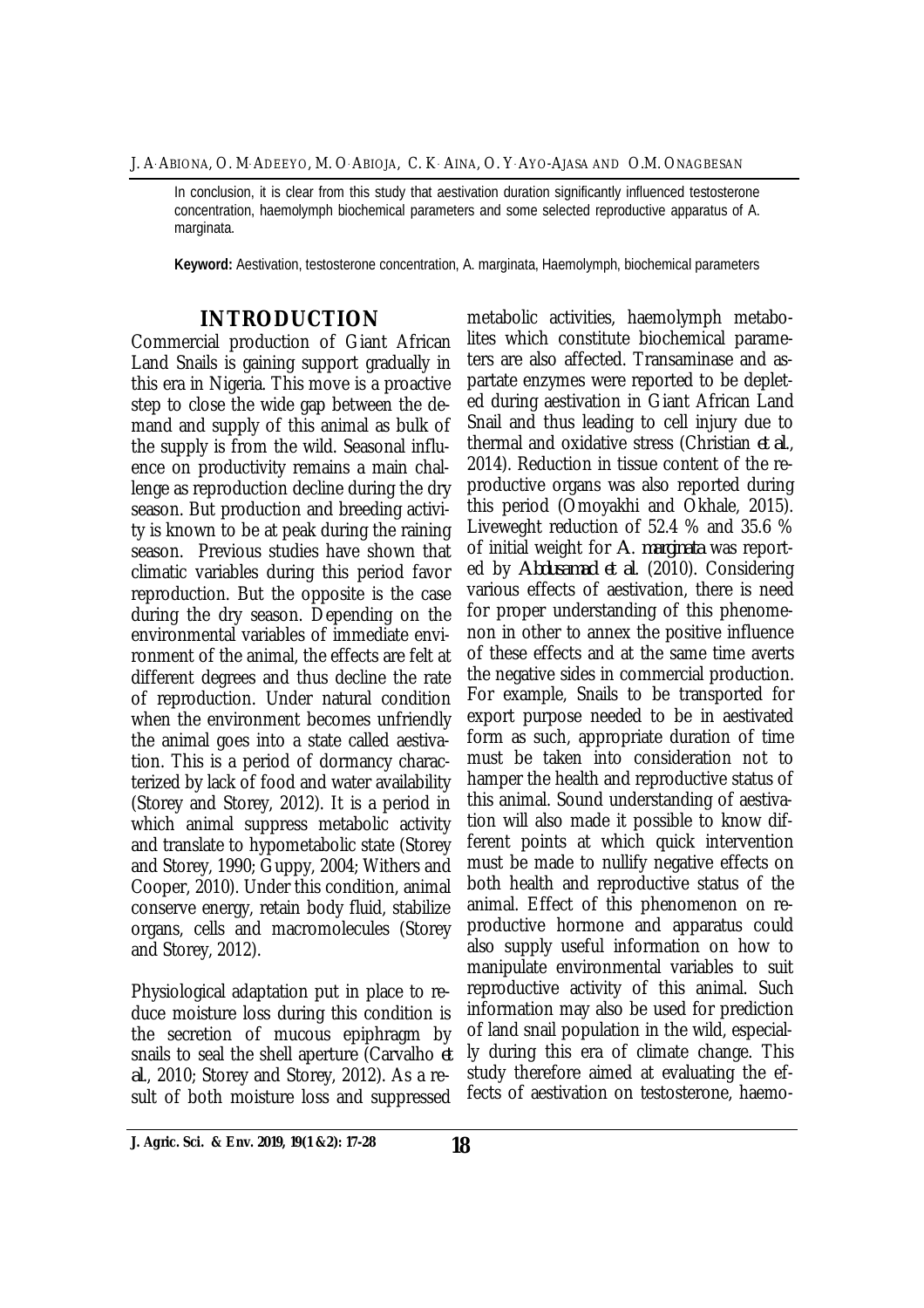In conclusion, it is clear from this study that aestivation duration significantly influenced testosterone concentration, haemolymph biochemical parameters and some selected reproductive apparatus of A. marginata.

**Keyword:** Aestivation, testosterone concentration, A. marginata, Haemolymph, biochemical parameters

## INTRODUCTION

Commercial production of Giant African Land Snails is gaining support gradually in this era in Nigeria. This move is a proactive step to close the wide gap between the demand and supply of this animal as bulk of the supply is from the wild. Seasonal influence on productivity remains a main challenge as reproduction decline during the dry season. But production and breeding activity is known to be at peak during the raining season. Previous studies have shown that climatic variables during this period favor reproduction. But the opposite is the case during the dry season. Depending on the environmental variables of immediate environment of the animal, the effects are felt at different degrees and thus decline the rate of reproduction. Under natural condition when the environment becomes unfriendly the animal goes into a state called aestivation. This is a period of dormancy characterized by lack of food and water availability (Storey and Storey, 2012). It is a period in which animal suppress metabolic activity and translate to hypometabolic state (Storey and Storey, 1990; Guppy, 2004; Withers and Cooper, 2010). Under this condition, animal conserve energy, retain body fluid, stabilize organs, cells and macromolecules (Storey and Storey, 2012).

Physiological adaptation put in place to reduce moisture loss during this condition is the secretion of mucous epiphragm by snails to seal the shell aperture (Carvalho *et al*., 2010; Storey and Storey, 2012). As a result of both moisture loss and suppressed metabolic activities, haemolymph metabolites which constitute biochemical parameters are also affected. Transaminase and aspartate enzymes were reported to be depleted during aestivation in Giant African Land Snail and thus leading to cell injury due to thermal and oxidative stress (Christian *et al*., 2014). Reduction in tissue content of the reproductive organs was also reported during this period (Omoyakhi and Okhale, 2015). Liveweght reduction of 52.4 % and 35.6 % of initial weight for *A. marginata* was reported by *Abdusamad et al*. (2010). Considering various effects of aestivation, there is need for proper understanding of this phenomenon in other to annex the positive influence of these effects and at the same time averts the negative sides in commercial production. For example, Snails to be transported for export purpose needed to be in aestivated form as such, appropriate duration of time must be taken into consideration not to hamper the health and reproductive status of this animal. Sound understanding of aestivation will also made it possible to know different points at which quick intervention must be made to nullify negative effects on both health and reproductive status of the animal. Effect of this phenomenon on reproductive hormone and apparatus could also supply useful information on how to manipulate environmental variables to suit reproductive activity of this animal. Such information may also be used for prediction of land snail population in the wild, especially during this era of climate change. This study therefore aimed at evaluating the effects of aestivation on testosterone, haemo-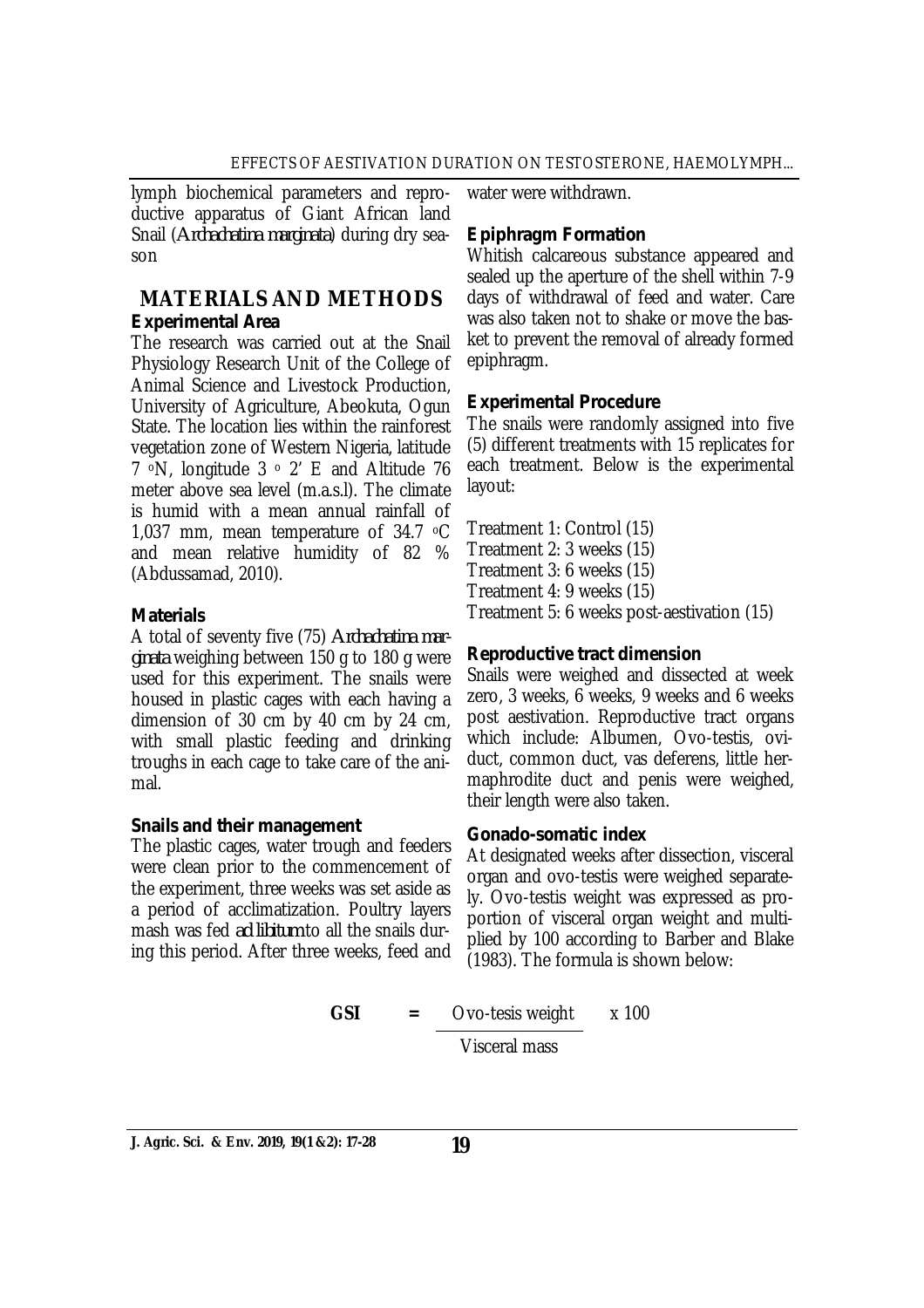lymph biochemical parameters and reproductive apparatus of Giant African land Snail (*Archachatina marginata*) during dry season

## MATERIALS AND METHODS

### Experimental Area

The research was carried out at the Snail Physiology Research Unit of the College of Animal Science and Livestock Production, University of Agriculture, Abeokuta, Ogun State. The location lies within the rainforest vegetation zone of Western Nigeria, latitude 7 °N, longitude 3 ° 2' E and Altitude 76 meter above sea level (m.a.s.l). The climate is humid with a mean annual rainfall of 1,037 mm, mean temperature of 34.7 °C and mean relative humidity of 82 % (Abdussamad, 2010).

### Materials

A total of seventy five (75) *Archachatina marginata* weighing between 150 g to 180 g were used for this experiment. The snails were housed in plastic cages with each having a dimension of 30 cm by 40 cm by 24 cm, with small plastic feeding and drinking troughs in each cage to take care of the animal.

### Snails and their management

The plastic cages, water trough and feeders were clean prior to the commencement of the experiment, three weeks was set aside as a period of acclimatization. Poultry layers mash was fed *ad libitum* to all the snails during this period. After three weeks, feed and water were withdrawn.

### Epiphragm Formation

Whitish calcareous substance appeared and sealed up the aperture of the shell within 7-9 days of withdrawal of feed and water. Care was also taken not to shake or move the basket to prevent the removal of already formed epiphragm.

### Experimental Procedure

The snails were randomly assigned into five (5) different treatments with 15 replicates for each treatment. Below is the experimental layout:

Treatment 1: Control (15)
Treatment 2: 3 weeks (15)
Treatment 3: 6 weeks (15)
Treatment 4: 9 weeks (15)
Treatment 5: 6 weeks post-aestivation (15)

### Reproductive tract dimension

Snails were weighed and dissected at week zero, 3 weeks, 6 weeks, 9 weeks and 6 weeks post aestivation. Reproductive tract organs which include: Albumen, Ovo-testis, oviduct, common duct, vas deferens, little hermaphrodite duct and penis were weighed, their length were also taken.

### Gonado-somatic index

At designated weeks after dissection, visceral organ and ovo-testis were weighed separately. Ovo-testis weight was expressed as proportion of visceral organ weight and multiplied by 100 according to Barber and Blake (1983). The formula is shown below:

$$\textbf{GSI} = \frac{\text{Ovo-tesis weight}}{\text{Visceral mass}} \times 100$$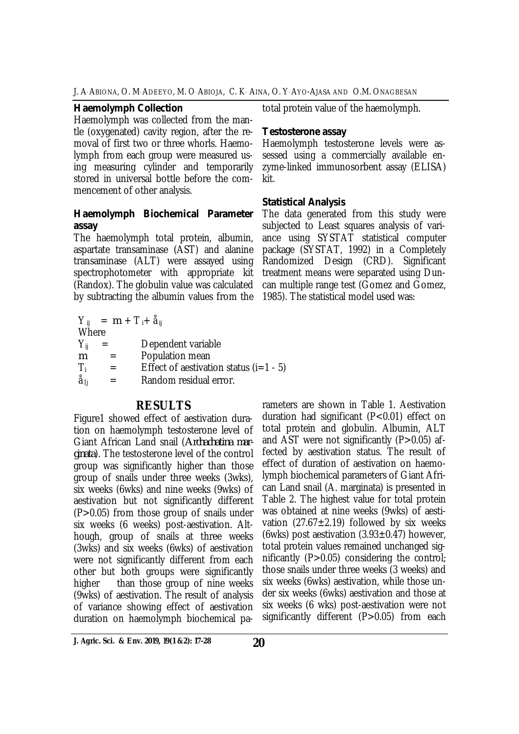### Haemolymph Collection

Haemolymph was collected from the mantle (oxygenated) cavity region, after the removal of first two or three whorls. Haemolymph from each group were measured using measuring cylinder and temporarily stored in universal bottle before the commencement of other analysis.

### Haemolymph Biochemical Parameter assay

The haemolymph total protein, albumin, aspartate transaminase (AST) and alanine transaminase (ALT) were assayed using spectrophotometer with appropriate kit (Randox). The globulin value was calculated by subtracting the albumin values from the total protein value of the haemolymph.

### Testosterone assay

Haemolymph testosterone levels were assessed using a commercially available enzyme-linked immunosorbent assay (ELISA) kit.

### Statistical Analysis

The data generated from this study were subjected to Least squares analysis of variance using SYSTAT statistical computer package (SYSTAT, 1992) in a Completely Randomized Design (CRD). Significant treatment means were separated using Duncan multiple range test (Gomez and Gomez, 1985). The statistical model used was:

$$Y_{ij} = \mu + T_i + \varepsilon_{ij}$$

Where

$Y_{ij}$ = Dependent variable

$\mu$ = Population mean

$T_i$ = Effect of aestivation status (i=1 - 5)

$\varepsilon_{ij}$ = Random residual error.

## RESULTS

Figure1 showed effect of aestivation duration on haemolymph testosterone level of Giant African Land snail (*Archachatina marginata*). The testosterone level of the control group was significantly higher than those group of snails under three weeks (3wks), six weeks (6wks) and nine weeks (9wks) of aestivation but not significantly different (P>0.05) from those group of snails under six weeks (6 weeks) post-aestivation. Although, group of snails at three weeks (3wks) and six weeks (6wks) of aestivation were not significantly different from each other but both groups were significantly higher than those group of nine weeks (9wks) of aestivation. The result of analysis of variance showing effect of aestivation duration on haemolymph biochemical parameters are shown in Table 1. Aestivation duration had significant (P<0.01) effect on total protein and globulin. Albumin, ALT and AST were not significantly (P>0.05) affected by aestivation status. The result of effect of duration of aestivation on haemolymph biochemical parameters of Giant African Land snail (A. marginata) is presented in Table 2. The highest value for total protein was obtained at nine weeks (9wks) of aestivation (27.67±2.19) followed by six weeks (6wks) post aestivation (3.93±0.47) however, total protein values remained unchanged significantly (P>0.05) considering the control; those snails under three weeks (3 weeks) and six weeks (6wks) aestivation, while those under six weeks (6wks) aestivation and those at six weeks (6 wks) post-aestivation were not significantly different (P>0.05) from each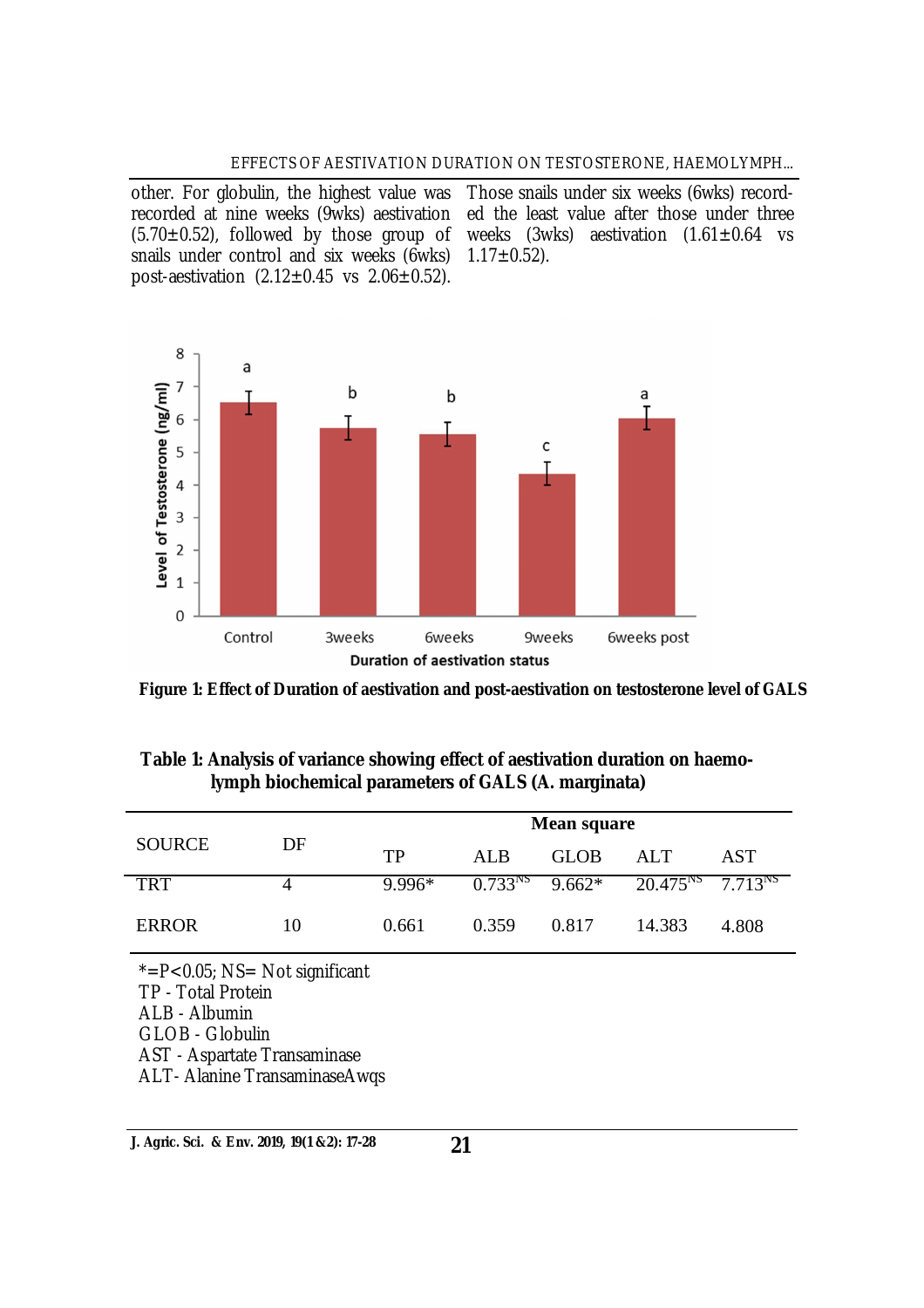other. For globulin, the highest value was recorded at nine weeks (9wks) aestivation (5.70±0.52), followed by those group of snails under control and six weeks (6wks) post-aestivation (2.12±0.45 vs 2.06±0.52). Those snails under six weeks (6wks) recorded the least value after those under three weeks (3wks) aestivation (1.61±0.64 vs 1.17±0.52).

**Figure 1: Effect of Duration of aestivation and post-aestivation on testosterone level of GALS**

**Table 1: Analysis of variance showing effect of aestivation duration on haemolymph biochemical parameters of GALS (A. marginata)**

| SOURCE | DF | Mean square | | | | |
|---|---|---|---|---|---|---|
| | | TP | ALB | GLOB | ALT | AST |
| TRT | 4 | 9.996* | 0.733[NS] | 9.662* | 20.475[NS] | 7.713[NS] |
| ERROR | 10 | 0.661 | 0.359 | 0.817 | 14.383 | 4.808 |

*=P<0.05; NS= Not significant
TP - Total Protein
ALB - Albumin
GLOB - Globulin
AST - Aspartate Transaminase
ALT- Alanine TransaminaseAwqs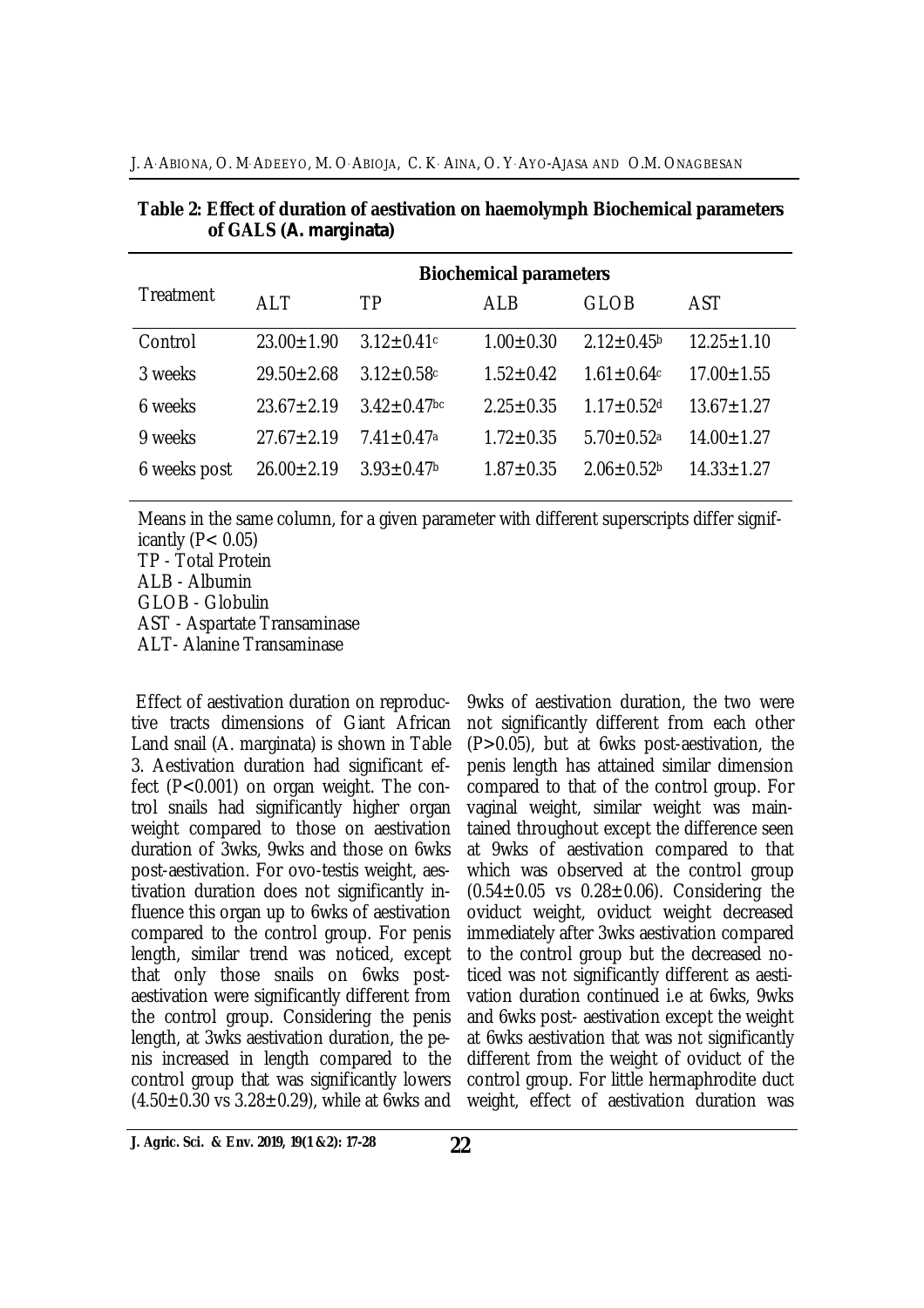**Table 2: Effect of duration of aestivation on haemolymph Biochemical parameters of GALS (*A. marginata*)**

| Treatment | Biochemical parameters | | | | |
|---|---|---|---|---|---|
| | ALT | TP | ALB | GLOB | AST |
| Control | 23.00±1.90 | $3.12±0.41^{c}$ | 1.00±0.30 | $2.12±0.45^{b}$ | 12.25±1.10 |
| 3 weeks | 29.50±2.68 | $3.12±0.58^{c}$ | 1.52±0.42 | $1.61±0.64^{c}$ | 17.00±1.55 |
| 6 weeks | 23.67±2.19 | $3.42±0.47^{bc}$ | 2.25±0.35 | $1.17±0.52^{d}$ | 13.67±1.27 |
| 9 weeks | 27.67±2.19 | $7.41±0.47^{a}$ | 1.72±0.35 | $5.70±0.52^{a}$ | 14.00±1.27 |
| 6 weeks post | 26.00±2.19 | $3.93±0.47^{b}$ | 1.87±0.35 | $2.06±0.52^{b}$ | 14.33±1.27 |

Means in the same column, for a given parameter with different superscripts differ significantly ($P< 0.05$)
TP - Total Protein
ALB - Albumin
GLOB - Globulin
AST - Aspartate Transaminase
ALT- Alanine Transaminase

Effect of aestivation duration on reproductive tracts dimensions of Giant African Land snail (*A. marginata*) is shown in Table 3. Aestivation duration had significant effect ($P<0.001$) on organ weight. The control snails had significantly higher organ weight compared to those on aestivation duration of 3wks, 9wks and those on 6wks post-aestivation. For ovo-testis weight, aestivation duration does not significantly influence this organ up to 6wks of aestivation compared to the control group. For penis length, similar trend was noticed, except that only those snails on 6wks post-aestivation were significantly different from the control group. Considering the penis length, at 3wks aestivation duration, the penis increased in length compared to the control group that was significantly lowers (4.50±0.30 vs 3.28±0.29), while at 6wks and 9wks of aestivation duration, the two were not significantly different from each other ($P>0.05$), but at 6wks post-aestivation, the penis length has attained similar dimension compared to that of the control group. For vaginal weight, similar weight was maintained throughout except the difference seen at 9wks of aestivation compared to that which was observed at the control group (0.54±0.05 vs 0.28±0.06). Considering the oviduct weight, oviduct weight decreased immediately after 3wks aestivation compared to the control group but the decreased noticed was not significantly different as aestivation duration continued i.e at 6wks, 9wks and 6wks post- aestivation except the weight at 6wks aestivation that was not significantly different from the weight of oviduct of the control group. For little hermaphrodite duct weight, effect of aestivation duration was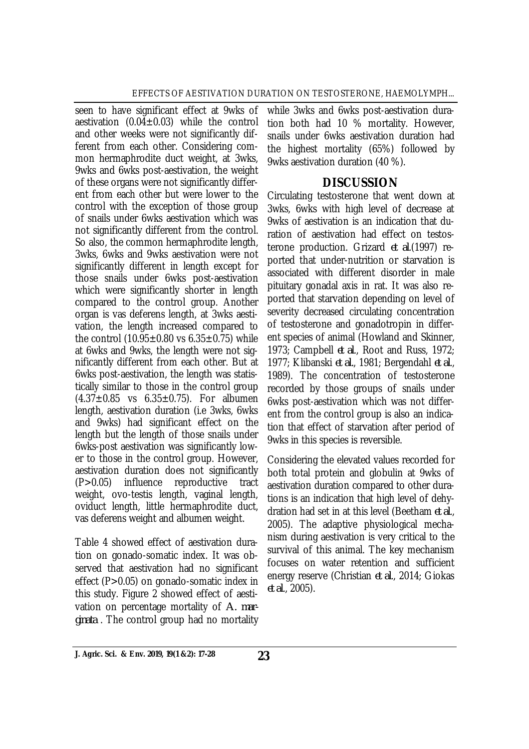seen to have significant effect at 9wks of aestivation (0.04±0.03) while the control and other weeks were not significantly different from each other. Considering common hermaphrodite duct weight, at 3wks, 9wks and 6wks post-aestivation, the weight of these organs were not significantly different from each other but were lower to the control with the exception of those group of snails under 6wks aestivation which was not significantly different from the control. So also, the common hermaphrodite length, 3wks, 6wks and 9wks aestivation were not significantly different in length except for those snails under 6wks post-aestivation which were significantly shorter in length compared to the control group. Another organ is vas deferens length, at 3wks aestivation, the length increased compared to the control (10.95±0.80 vs 6.35±0.75) while at 6wks and 9wks, the length were not significantly different from each other. But at 6wks post-aestivation, the length was statistically similar to those in the control group (4.37±0.85 vs 6.35±0.75). For albumen length, aestivation duration (i.e 3wks, 6wks and 9wks) had significant effect on the length but the length of those snails under 6wks-post aestivation was significantly lower to those in the control group. However, aestivation duration does not significantly ($P>0.05$) influence reproductive tract weight, ovo-testis length, vaginal length, oviduct length, little hermaphrodite duct, vas deferens weight and albumen weight.

Table 4 showed effect of aestivation duration on gonado-somatic index. It was observed that aestivation had no significant effect ($P>0.05$) on gonado-somatic index in this study. Figure 2 showed effect of aestivation on percentage mortality of *A. marginata* . The control group had no mortality while 3wks and 6wks post-aestivation duration both had 10 % mortality. However, snails under 6wks aestivation duration had the highest mortality (65%) followed by 9wks aestivation duration (40 %).

## DISCUSSION

Circulating testosterone that went down at 3wks, 6wks with high level of decrease at 9wks of aestivation is an indication that duration of aestivation had effect on testosterone production. Grizard *et al.*(1997) reported that under-nutrition or starvation is associated with different disorder in male pituitary gonadal axis in rat. It was also reported that starvation depending on level of severity decreased circulating concentration of testosterone and gonadotropin in different species of animal (Howland and Skinner, 1973; Campbell *et al.*, Root and Russ, 1972; 1977; Klibanski *et al.*, 1981; Bergendahl *et al.*, 1989). The concentration of testosterone recorded by those groups of snails under 6wks post-aestivation which was not different from the control group is also an indication that effect of starvation after period of 9wks in this species is reversible.

Considering the elevated values recorded for both total protein and globulin at 9wks of aestivation duration compared to other durations is an indication that high level of dehydration had set in at this level (Beetham *et al.*, 2005). The adaptive physiological mechanism during aestivation is very critical to the survival of this animal. The key mechanism focuses on water retention and sufficient energy reserve (Christian *et al.*, 2014; Giokas *et al.*, 2005).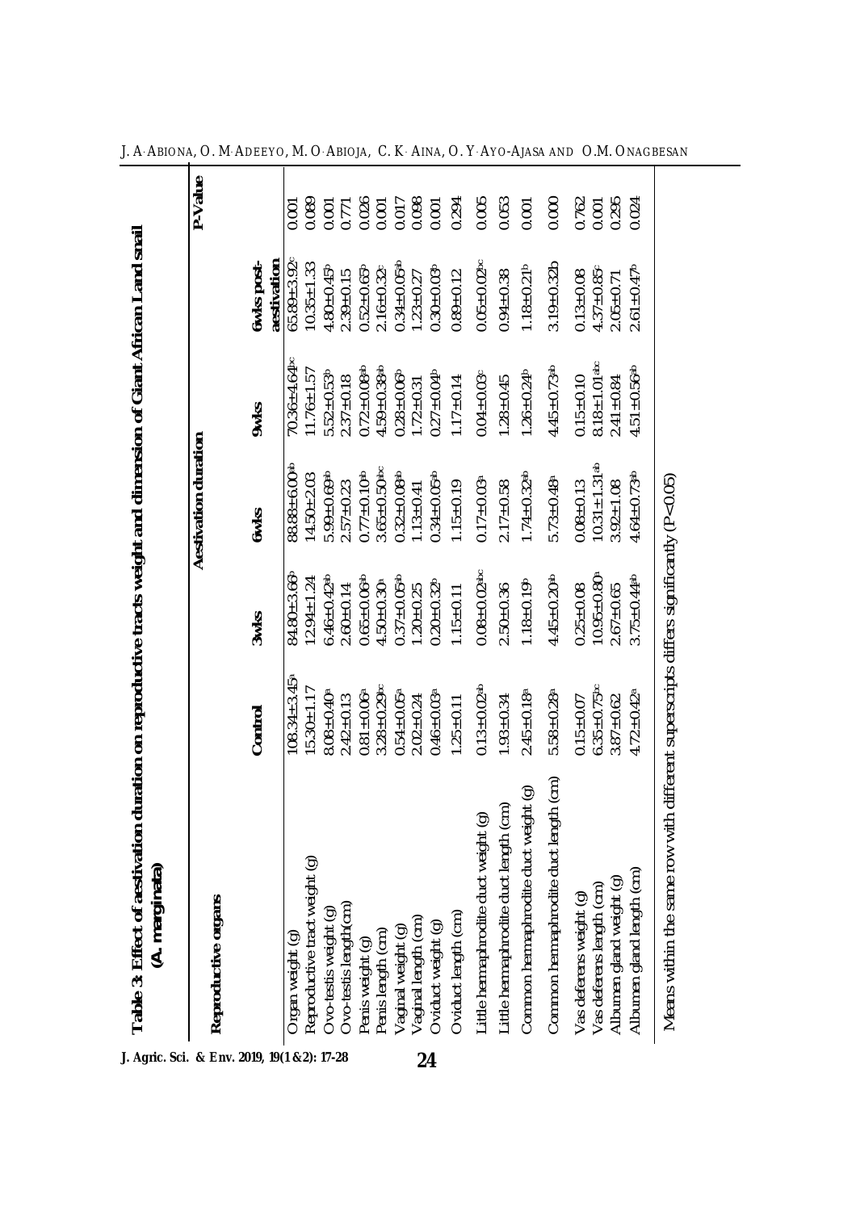**Table 3: Effect of aestivation duration on reproductive tracts weight and dimension of Giant African Land snail (*A. marginata*)**

| Reproductive organs | Control | Aestivation duration | | | | P-Value |
|---|---|---|---|---|---|---|
| | | 3wks | 6wks | 9wks | 6wks post-aestivation | |
| Organ weight (g) | 108.34±3.45[a] | 84.80±3.66[b] | 88.88±6.00[ab] | 70.36±4.64[bc] | 65.89±3.92[c] | 0.001 |
| Reproductive tract weight (g) | 15.30±1.17 | 12.94±1.24 | 14.50±2.03 | 11.76±1.57 | 10.35±1.33 | 0.089 |
| Ovo-testis weight (g) | 8.08±0.40[a] | 6.46±0.42[ab] | 5.99±0.69[ab] | 5.52±0.53[b] | 4.80±0.45[b] | 0.001 |
| Ovo-testis length(cm) | 2.42±0.13 | 2.60±0.14 | 2.57±0.23 | 2.37±0.18 | 2.39±0.15 | 0.771 |
| Penis weight (g) | 0.81±0.06[a] | 0.65±0.06[ab] | 0.77±0.10[ab] | 0.72±0.08[ab] | 0.52±0.65[b] | 0.026 |
| Penis length (cm) | 3.28±0.29[bc] | 4.50±0.30[a] | 3.65±0.50[abc] | 4.59±0.38[ab] | 2.16±0.32[c] | 0.001 |
| Vaginal weight (g) | 0.54±0.05[a] | 0.37±0.05[ab] | 0.32±0.08[ab] | 0.28±0.06[b] | 0.34±0.05[ab] | 0.017 |
| Vaginal length (cm) | 2.02±0.24 | 1.20±0.25 | 1.13±0.41 | 1.72±0.31 | 1.23±0.27 | 0.098 |
| Oviduct weight (g) | 0.46±0.03[a] | 0.20±0.32[b] | 0.34±0.05[ab] | 0.27±0.04[b] | 0.30±0.03[b] | 0.001 |
| Oviduct length (cm) | 1.25±0.11 | 1.15±0.11 | 1.15±0.19 | 1.17±0.14 | 0.89±0.12 | 0.294 |
| Little hermaphrodite duct weight (g) | 0.13±0.02[ab] | 0.08±0.02[abc] | 0.17±0.03[a] | 0.04±0.03[c] | 0.05±0.02[bc] | 0.005 |
| Little hermaphrodite duct length (cm) | 1.93±0.34 | 2.50±0.36 | 2.17±0.58 | 1.28±0.45 | 0.94±0.38 | 0.053 |
| Common hermaphrodite duct weight (g) | 2.45±0.18[a] | 1.18±0.19[b] | 1.74±0.32[ab] | 1.26±0.24[b] | 1.18±0.21[b] | 0.001 |
| Common hermaphrodite duct length (cm) | 5.58±0.28[a] | 4.45±0.20[ab] | 5.73±0.48[a] | 4.45±0.73[ab] | 3.19±0.32[b] | 0.000 |
| Vas deferens weight (g) | 0.15±0.07 | 0.25±0.08 | 0.08±0.13 | 0.15±0.10 | 0.13±0.08 | 0.762 |
| Vas deferens length (cm) | 6.35±0.75[bc] | 10.95±0.80[a] | 10.31±1.31[ab] | 8.18±1.01[abc] | 4.37±0.85[c] | 0.001 |
| Albumen gland weight (g) | 3.87±0.62 | 2.67±0.65 | 3.92±1.08 | 2.41±0.84 | 2.05±0.71 | 0.295 |
| Albumen gland length (cm) | 4.72±0.42[a] | 3.75±0.44[ab] | 4.64±0.73[ab] | 4.51±0.56[ab] | 2.61±0.47[b] | 0.024 |

Means within the same row with different superscripts differs significantly (P<0.05)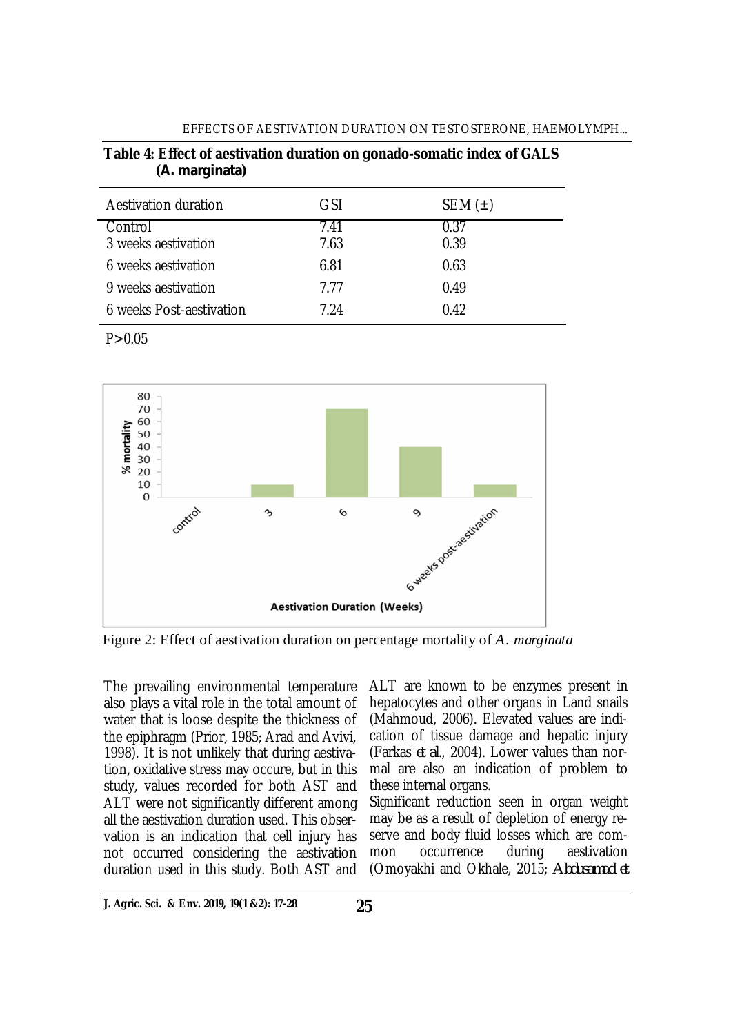**Table 4: Effect of aestivation duration on gonado-somatic index of GALS (*A. marginata*)**

| Aestivation duration | GSI | SEM (±) |
|---|---|---|
| Control | 7.41 | 0.37 |
| 3 weeks aestivation | 7.63 | 0.39 |
| 6 weeks aestivation | 6.81 | 0.63 |
| 9 weeks aestivation | 7.77 | 0.49 |
| 6 weeks Post-aestivation | 7.24 | 0.42 |

$P>0.05$

Figure 2: Effect of aestivation duration on percentage mortality of *A. marginata*

The prevailing environmental temperature also plays a vital role in the total amount of water that is loose despite the thickness of the epiphragm (Prior, 1985; Arad and Avivi, 1998). It is not unlikely that during aestivation, oxidative stress may occure, but in this study, values recorded for both AST and ALT were not significantly different among all the aestivation duration used. This observation is an indication that cell injury has not occurred considering the aestivation duration used in this study. Both AST and ALT are known to be enzymes present in hepatocytes and other organs in Land snails (Mahmoud, 2006). Elevated values are indication of tissue damage and hepatic injury (Farkas *et al.*, 2004). Lower values than normal are also an indication of problem to these internal organs.

Significant reduction seen in organ weight may be as a result of depletion of energy reserve and body fluid losses which are common occurrence during aestivation (Omoyakhi and Okhale, 2015; *Abdusamad et*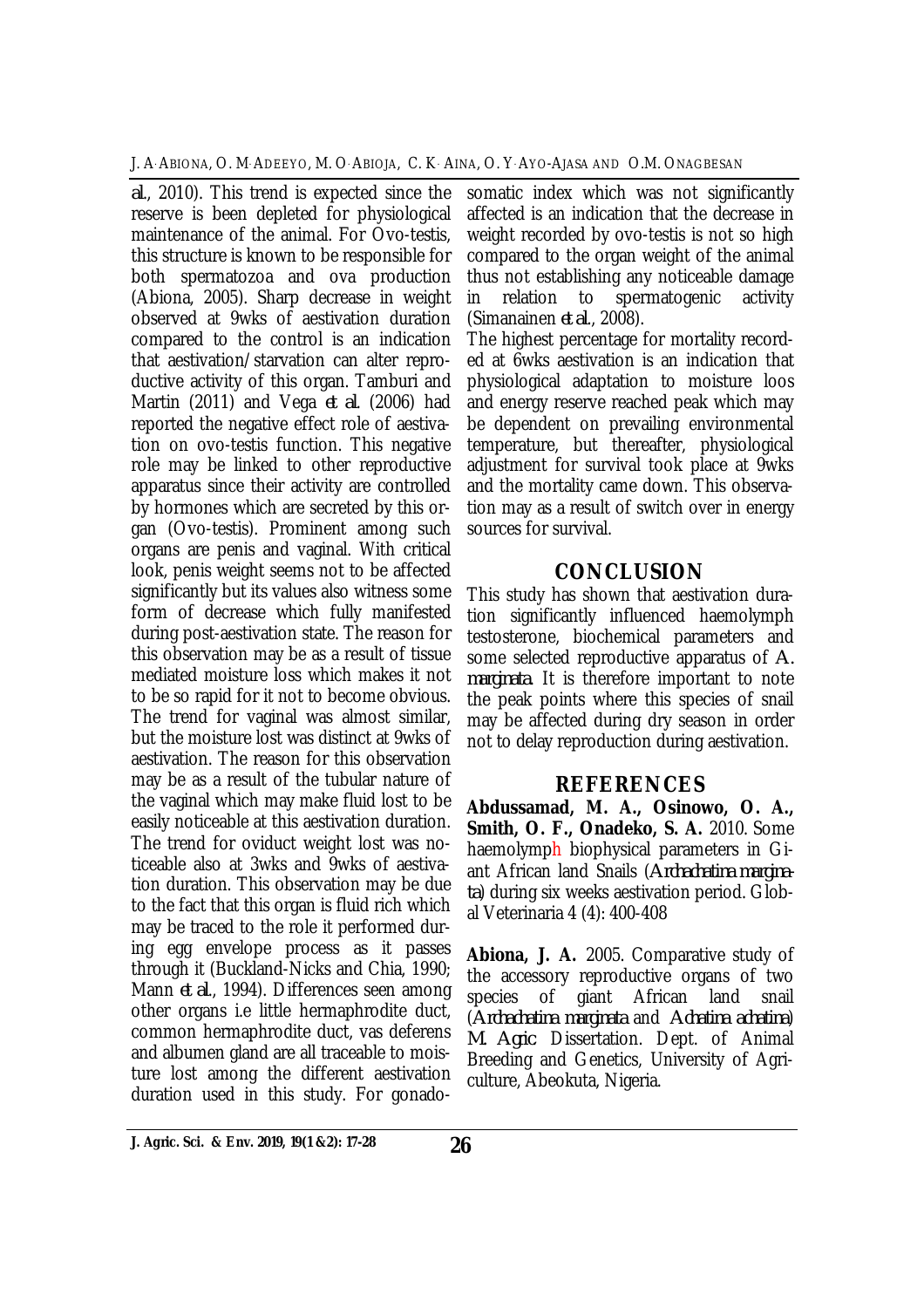*al.*, 2010). This trend is expected since the reserve is been depleted for physiological maintenance of the animal. For Ovo-testis, this structure is known to be responsible for both spermatozoa and ova production (Abiona, 2005). Sharp decrease in weight observed at 9wks of aestivation duration compared to the control is an indication that aestivation/starvation can alter reproductive activity of this organ. Tamburi and Martin (2011) and Vega *et al.* (2006) had reported the negative effect role of aestivation on ovo-testis function. This negative role may be linked to other reproductive apparatus since their activity are controlled by hormones which are secreted by this organ (Ovo-testis). Prominent among such organs are penis and vaginal. With critical look, penis weight seems not to be affected significantly but its values also witness some form of decrease which fully manifested during post-aestivation state. The reason for this observation may be as a result of tissue mediated moisture loss which makes it not to be so rapid for it not to become obvious. The trend for vaginal was almost similar, but the moisture lost was distinct at 9wks of aestivation. The reason for this observation may be as a result of the tubular nature of the vaginal which may make fluid lost to be easily noticeable at this aestivation duration. The trend for oviduct weight lost was noticeable also at 3wks and 9wks of aestivation duration. This observation may be due to the fact that this organ is fluid rich which may be traced to the role it performed during egg envelope process as it passes through it (Buckland-Nicks and Chia, 1990; Mann *et al.*, 1994). Differences seen among other organs i.e little hermaphrodite duct, common hermaphrodite duct, vas deferens and albumen gland are all traceable to moisture lost among the different aestivation duration used in this study. For gonadosomatic index which was not significantly affected is an indication that the decrease in weight recorded by ovo-testis is not so high compared to the organ weight of the animal thus not establishing any noticeable damage in relation to spermatogenic activity (Simanainen *et al.*, 2008).

The highest percentage for mortality recorded at 6wks aestivation is an indication that physiological adaptation to moisture loos and energy reserve reached peak which may be dependent on prevailing environmental temperature, but thereafter, physiological adjustment for survival took place at 9wks and the mortality came down. This observation may as a result of switch over in energy sources for survival.

## CONCLUSION

This study has shown that aestivation duration significantly influenced haemolymph testosterone, biochemical parameters and some selected reproductive apparatus of *A. marginata*. It is therefore important to note the peak points where this species of snail may be affected during dry season in order not to delay reproduction during aestivation.

## REFERENCES

**Abdussamad, M. A., Osinowo, O. A., Smith, O. F., Onadeko, S. A.** 2010. Some haemolymph biophysical parameters in Giant African land Snails (*Archachatina marginata*) during six weeks aestivation period. Global Veterinaria 4 (4): 400-408

**Abiona, J. A.** 2005. Comparative study of the accessory reproductive organs of two species of giant African land snail (*Archachatina marginata* and *Achatina achatina*) *M. Agric* Dissertation. Dept. of Animal Breeding and Genetics, University of Agriculture, Abeokuta, Nigeria.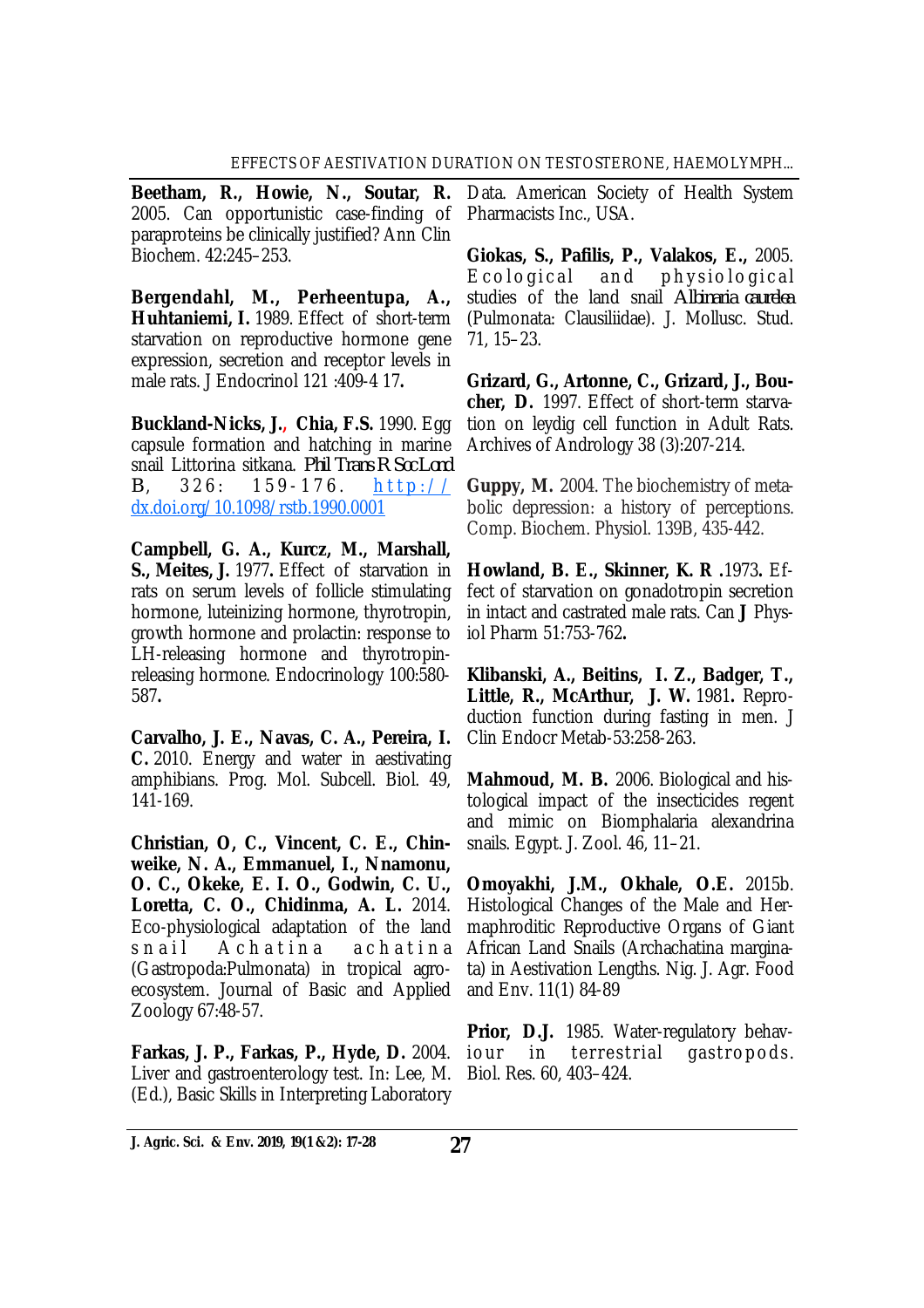**Beetham, R., Howie, N., Soutar, R.** 2005. Can opportunistic case-finding of paraproteins be clinically justified? Ann Clin Biochem. 42:245–253.

**Bergendahl, M., Perheentupa, A., Huhtaniemi, I.** 1989. Effect of short-term starvation on reproductive hormone gene expression, secretion and receptor levels in male rats. J Endocrinol 121 :409-4 17**.**

**Buckland-Nicks, J., Chia, F.S.** 1990. Egg capsule formation and hatching in marine snail Littorina sitkana. *Phil Trans R Soc Lond* B, 326: 159-176. http://dx.doi.org/10.1098/rstb.1990.0001

**Campbell, G. A., Kurcz, M., Marshall, S., Meites, J.** 1977**.** Effect of starvation in rats on serum levels of follicle stimulating hormone, luteinizing hormone, thyrotropin, growth hormone and prolactin: response to LH-releasing hormone and thyrotropin-releasing hormone. Endocrinology 100:580-587**.**

**Carvalho, J. E., Navas, C. A., Pereira, I. C.** 2010. Energy and water in aestivating amphibians. Prog. Mol. Subcell. Biol. 49, 141-169.

**Christian, O, C., Vincent, C. E., Chinweike, N. A., Emmanuel, I., Nnamonu, O. C., Okeke, E. I. O., Godwin, C. U., Loretta, C. O., Chidinma, A. L.** 2014. Eco-physiological adaptation of the land snail Achatina achatina (Gastropoda:Pulmonata) in tropical agro-ecosystem. Journal of Basic and Applied Zoology 67:48-57.

**Farkas, J. P., Farkas, P., Hyde, D.** 2004. Liver and gastroenterology test. In: Lee, M. (Ed.), Basic Skills in Interpreting Laboratory Data. American Society of Health System Pharmacists Inc., USA.

**Giokas, S., Pafilis, P., Valakos, E.,** 2005. Ecological and physiological studies of the land snail *Albinaria caurelea* (Pulmonata: Clausiliidae). J. Mollusc. Stud. 71, 15–23.

**Grizard, G., Artonne, C., Grizard, J., Boucher, D.** 1997. Effect of short-term starvation on leydig cell function in Adult Rats. Archives of Andrology 38 (3):207-214.

**Guppy, M.** 2004. The biochemistry of metabolic depression: a history of perceptions. Comp. Biochem. Physiol. 139B, 435-442.

**Howland, B. E., Skinner, K. R .**1973**.** Effect of starvation on gonadotropin secretion in intact and castrated male rats. Can **J** Physiol Pharm 51:753-762**.**

**Klibanski, A., Beitins, I. Z., Badger, T., Little, R., McArthur, J. W.** 1981**.** Reproduction function during fasting in men. J Clin Endocr Metab-53:258-263.

**Mahmoud, M. B.** 2006. Biological and histological impact of the insecticides regent and mimic on Biomphalaria alexandrina snails. Egypt. J. Zool. 46, 11–21.

**Omoyakhi, J.M., Okhale, O.E.** 2015b. Histological Changes of the Male and Hermaphroditic Reproductive Organs of Giant African Land Snails (Archachatina marginata) in Aestivation Lengths. Nig. J. Agr. Food and Env. 11(1) 84-89

**Prior, D.J.** 1985. Water-regulatory behaviour in terrestrial gastropods. Biol. Res. 60, 403–424.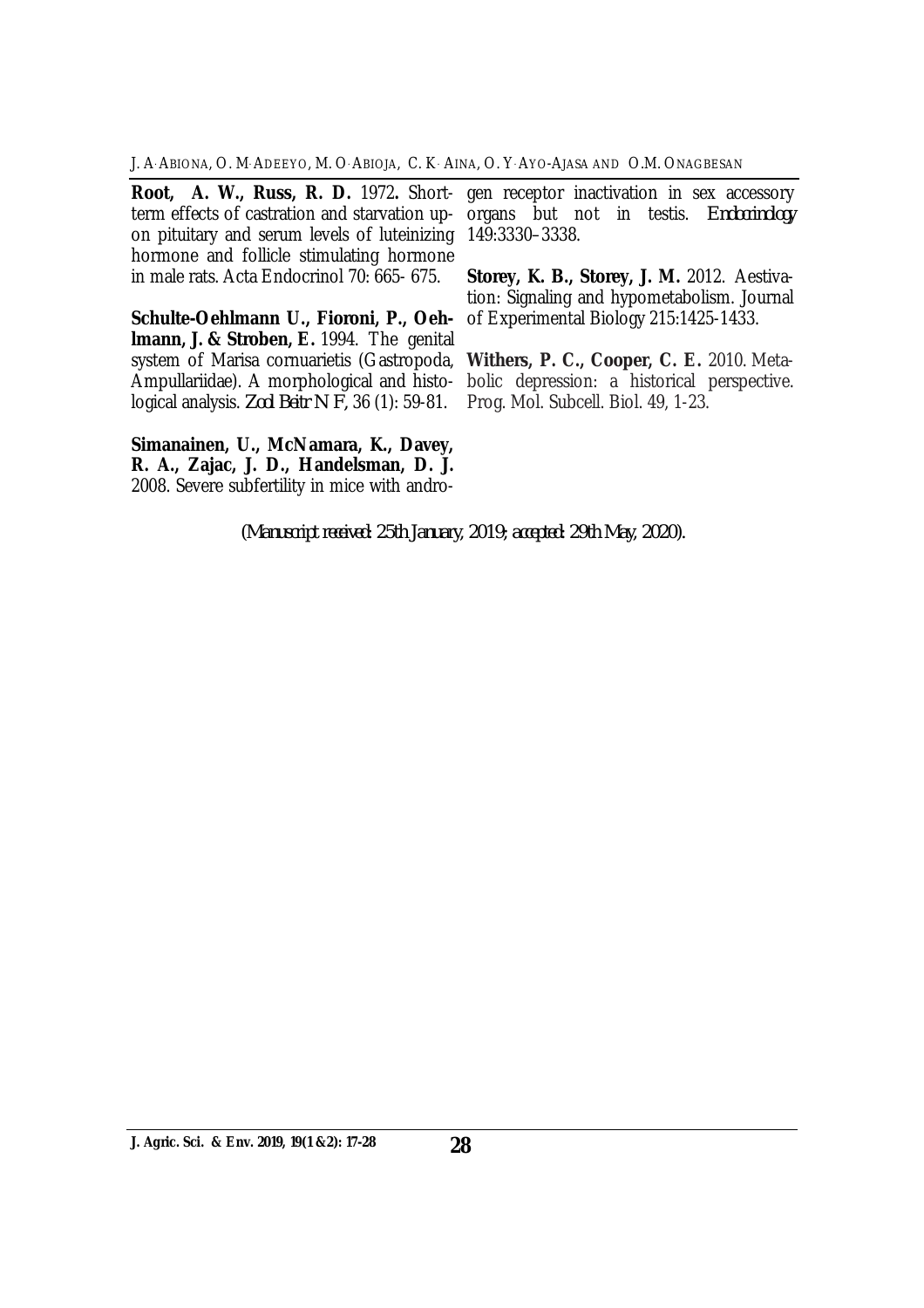**Root, A. W., Russ, R. D.** 1972**.** Short-term effects of castration and starvation upon pituitary and serum levels of luteinizing hormone and follicle stimulating hormone in male rats. Acta Endocrinol 70: 665- 675.

**Schulte-Oehlmann U., Fioroni, P., Oehlmann, J. & Stroben, E.** 1994. The genital system of Marisa cornuarietis (Gastropoda, Ampullariidae). A morphological and histological analysis. *Zool Beitr N F*, 36 (1): 59-81.

**Simanainen, U., McNamara, K., Davey, R. A., Zajac, J. D., Handelsman, D. J.** 2008. Severe subfertility in mice with androgen receptor inactivation in sex accessory organs but not in testis. *Endocrinology* 149:3330–3338.

**Storey, K. B., Storey, J. M.** 2012. Aestivation: Signaling and hypometabolism. Journal of Experimental Biology 215:1425-1433.

**Withers, P. C., Cooper, C. E.** 2010. Metabolic depression: a historical perspective. Prog. Mol. Subcell. Biol. 49, 1-23.

*(Manuscript received: 25th January, 2019; accepted: 29th May, 2020).*